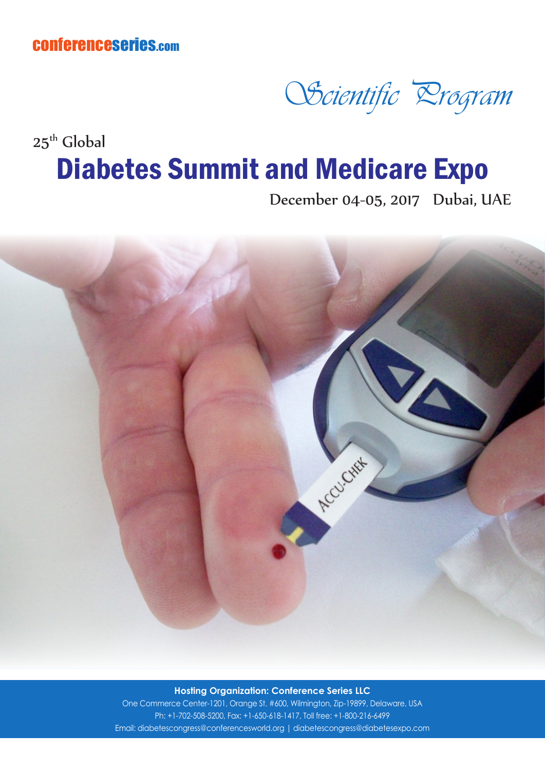conferenceseries.com

*Scientific Program*

25th Global

# Diabetes Summit and Medicare Expo

December 04-05, 2017 Dubai, UAE

**Hosting Organization: Conference Series LLC**

One Commerce Center-1201, Orange St. #600, Wilmington, Zip-19899, Delaware, USA

Ph: +1-702-508-5200, Fax: +1-650-618-1417, Toll free: +1-800-216-6499

Email: diabetescongress@conferencesworld.org | diabetescongress@diabetesexpo.com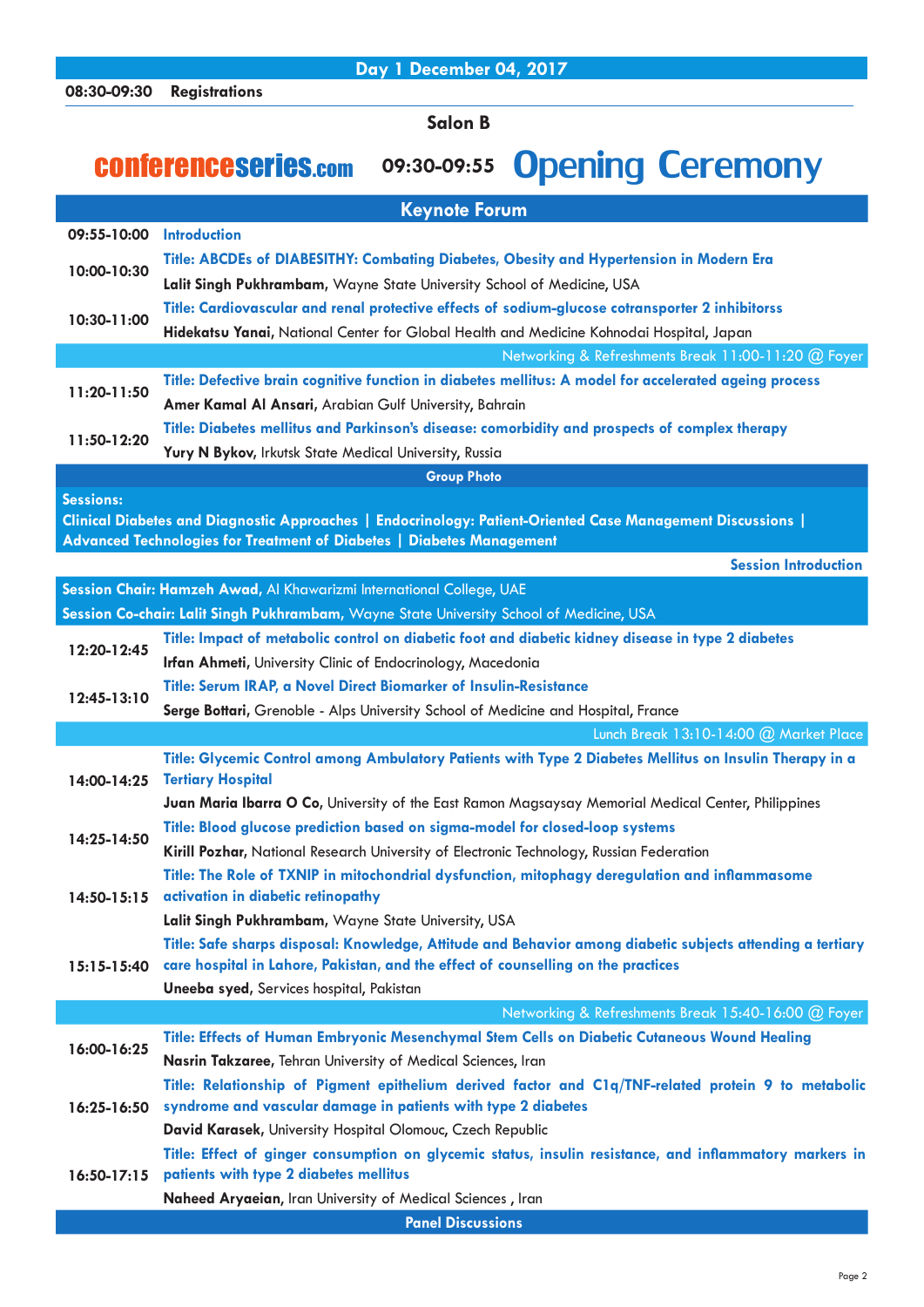## Day 1 December 04, 2017

**08:30-09:30 Registrations**

### Salon B

conferenceseries.com **09:30-09:55 Opening Ceremony**

## Keynote Forum

**09:55-10:00** Introduction

**10:00-10:30**
**Title: ABCDEs of DIABESITHY: Combating Diabetes, Obesity and Hypertension in Modern Era**
**Lalit Singh Pukhrambam,** Wayne State University School of Medicine, USA

**10:30-11:00**
**Title: Cardiovascular and renal protective effects of sodium-glucose cotransporter 2 inhibitorss**
**Hidekatsu Yanai,** National Center for Global Health and Medicine Kohnodai Hospital, Japan

Networking & Refreshments Break 11:00-11:20 @ Foyer

**11:20-11:50**
**Title: Defective brain cognitive function in diabetes mellitus: A model for accelerated ageing process**
**Amer Kamal Al Ansari,** Arabian Gulf University, Bahrain

**11:50-12:20**
**Title: Diabetes mellitus and Parkinson's disease: comorbidity and prospects of complex therapy**
**Yury N Bykov,** Irkutsk State Medical University, Russia

**Group Photo**

**Sessions:**
**Clinical Diabetes and Diagnostic Approaches | Endocrinology: Patient-Oriented Case Management Discussions | Advanced Technologies for Treatment of Diabetes | Diabetes Management**

**Session Introduction**

**Session Chair: Hamzeh Awad,** Al Khawarizmi International College, UAE
**Session Co-chair: Lalit Singh Pukhrambam,** Wayne State University School of Medicine, USA

**12:20-12:45**
**Title: Impact of metabolic control on diabetic foot and diabetic kidney disease in type 2 diabetes**
**Irfan Ahmeti,** University Clinic of Endocrinology, Macedonia

**12:45-13:10**
**Title: Serum IRAP, a Novel Direct Biomarker of Insulin-Resistance**
**Serge Bottari,** Grenoble - Alps University School of Medicine and Hospital, France

Lunch Break 13:10-14:00 @ Market Place

**14:00-14:25**
**Title: Glycemic Control among Ambulatory Patients with Type 2 Diabetes Mellitus on Insulin Therapy in a Tertiary Hospital**
**Juan Maria Ibarra O Co,** University of the East Ramon Magsaysay Memorial Medical Center, Philippines

**14:25-14:50**
**Title: Blood glucose prediction based on sigma-model for closed-loop systems**
**Kirill Pozhar,** National Research University of Electronic Technology, Russian Federation

**14:50-15:15**
**Title: The Role of TXNIP in mitochondrial dysfunction, mitophagy deregulation and inflammasome activation in diabetic retinopathy**
**Lalit Singh Pukhrambam,** Wayne State University, USA

**15:15-15:40**
**Title: Safe sharps disposal: Knowledge, Attitude and Behavior among diabetic subjects attending a tertiary care hospital in Lahore, Pakistan, and the effect of counselling on the practices**
**Uneeba syed,** Services hospital, Pakistan

Networking & Refreshments Break 15:40-16:00 @ Foyer

**16:00-16:25**
**Title: Effects of Human Embryonic Mesenchymal Stem Cells on Diabetic Cutaneous Wound Healing**
**Nasrin Takzaree,** Tehran University of Medical Sciences, Iran

**16:25-16:50**
**Title: Relationship of Pigment epithelium derived factor and C1q/TNF-related protein 9 to metabolic syndrome and vascular damage in patients with type 2 diabetes**
**David Karasek,** University Hospital Olomouc, Czech Republic

**16:50-17:15**
**Title: Effect of ginger consumption on glycemic status, insulin resistance, and inflammatory markers in patients with type 2 diabetes mellitus**
**Naheed Aryaeian,** Iran University of Medical Sciences , Iran

**Panel Discussions**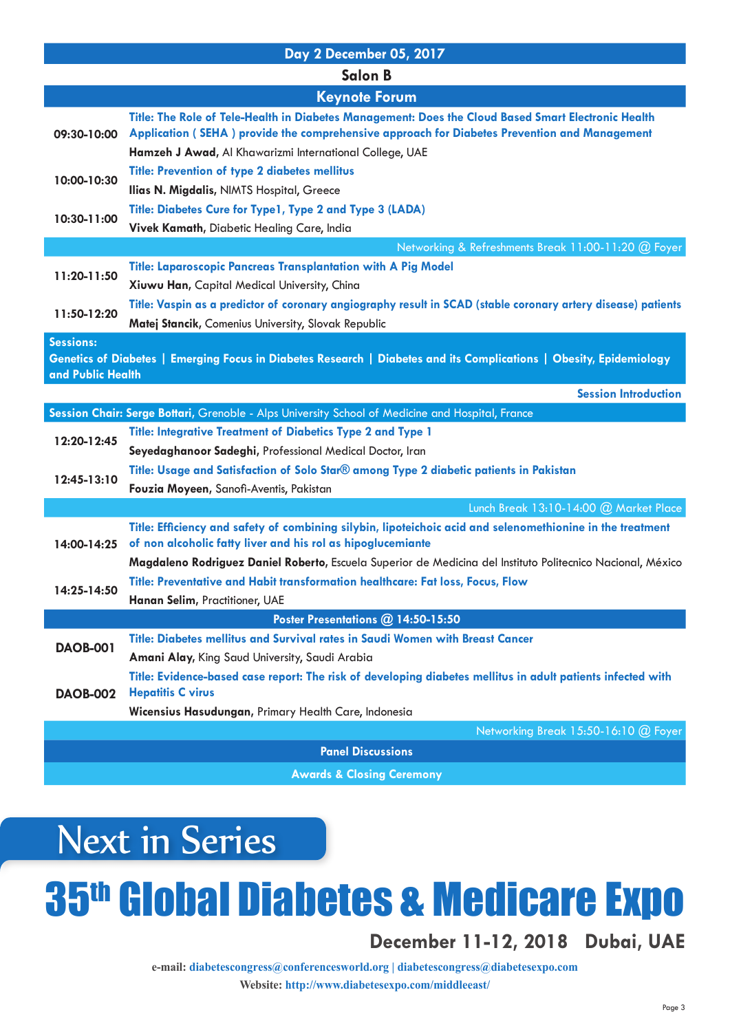## Day 2 December 05, 2017

### Salon B

### Keynote Forum

| | |
|---|---|
| 09:30-10:00 | **Title: The Role of Tele-Health in Diabetes Management: Does the Cloud Based Smart Electronic Health Application ( SEHA ) provide the comprehensive approach for Diabetes Prevention and Management**<br>**Hamzeh J Awad,** Al Khawarizmi International College, UAE |
| 10:00-10:30 | **Title: Prevention of type 2 diabetes mellitus**<br>**Ilias N. Migdalis,** NIMTS Hospital, Greece |
| 10:30-11:00 | **Title: Diabetes Cure for Type1, Type 2 and Type 3 (LADA)**<br>**Vivek Kamath,** Diabetic Healing Care, India |
| | Networking & Refreshments Break 11:00-11:20 @ Foyer |
| 11:20-11:50 | **Title: Laparoscopic Pancreas Transplantation with A Pig Model**<br>**Xiuwu Han,** Capital Medical University, China |
| 11:50-12:20 | **Title: Vaspin as a predictor of coronary angiography result in SCAD (stable coronary artery disease) patients**<br>**Matej Stancik,** Comenius University, Slovak Republic |

**Sessions:**
**Genetics of Diabetes | Emerging Focus in Diabetes Research | Diabetes and its Complications | Obesity, Epidemiology and Public Health**

**Session Introduction**

**Session Chair: Serge Bottari,** Grenoble - Alps University School of Medicine and Hospital, France

| | |
|---|---|
| 12:20-12:45 | **Title: Integrative Treatment of Diabetics Type 2 and Type 1**<br>**Seyedaghanoor Sadeghi,** Professional Medical Doctor, Iran |
| 12:45-13:10 | **Title: Usage and Satisfaction of Solo Star® among Type 2 diabetic patients in Pakistan**<br>**Fouzia Moyeen,** Sanofi-Aventis, Pakistan |
| | Lunch Break 13:10-14:00 @ Market Place |
| 14:00-14:25 | **Title: Efficiency and safety of combining silybin, lipoteichoic acid and selenomethionine in the treatment of non alcoholic fatty liver and his rol as hipoglucemiante**<br>**Magdaleno Rodriguez Daniel Roberto,** Escuela Superior de Medicina del Instituto Politecnico Nacional, México |
| 14:25-14:50 | **Title: Preventative and Habit transformation healthcare: Fat loss, Focus, Flow**<br>**Hanan Selim,** Practitioner, UAE |

### Poster Presentations @ 14:50-15:50

| | |
|---|---|
| DAOB-001 | **Title: Diabetes mellitus and Survival rates in Saudi Women with Breast Cancer**<br>**Amani Alay,** King Saud University, Saudi Arabia |
| DAOB-002 | **Title: Evidence-based case report: The risk of developing diabetes mellitus in adult patients infected with Hepatitis C virus**<br>**Wicensius Hasudungan,** Primary Health Care, Indonesia |
| | Networking Break 15:50-16:10 @ Foyer |

**Panel Discussions**

**Awards & Closing Ceremony**

## Next in Series

# 35th Global Diabetes & Medicare Expo

**December 11-12, 2018 Dubai, UAE**

e-mail: diabetescongress@conferencesworld.org | diabetescongress@diabetesexpo.com

Website: http://www.diabetesexpo.com/middleeast/